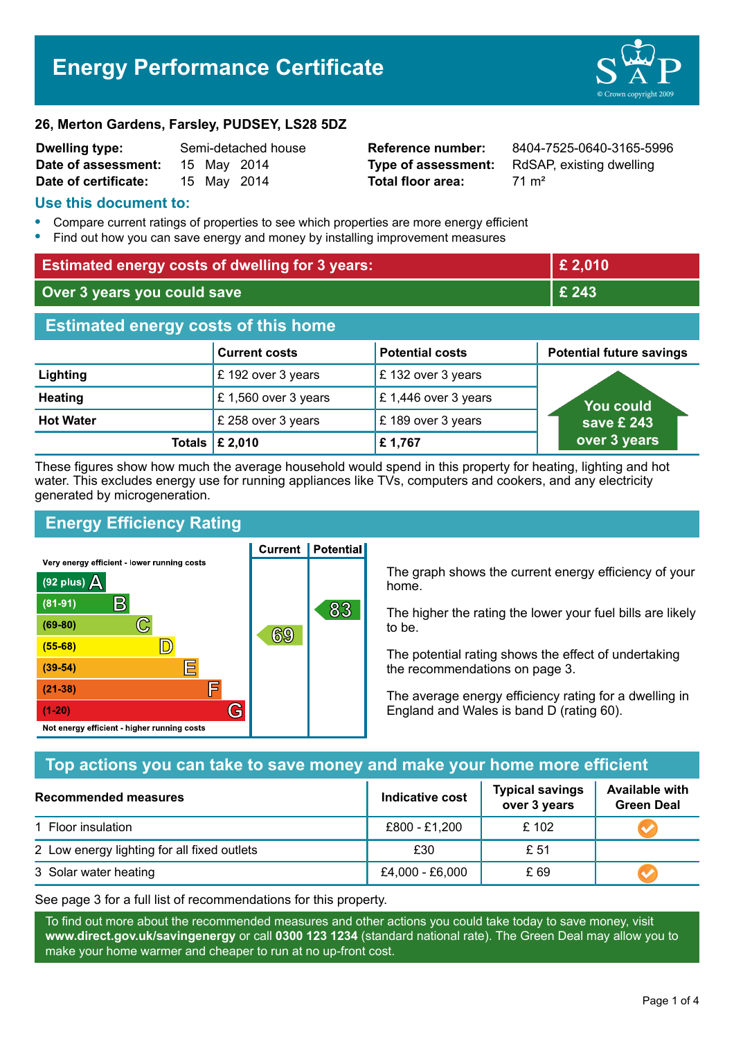# Energy Performance Certificate

**26, Merton Gardens, Farsley, PUDSEY, LS28 5DZ**

| | | | |
|---|---|---|---|
| **Dwelling type:** | Semi-detached house | **Reference number:** | 8404-7525-0640-3165-5996 |
| **Date of assessment:** | 15 May 2014 | **Type of assessment:** | RdSAP, existing dwelling |
| **Date of certificate:** | 15 May 2014 | **Total floor area:** | 71 m² |

## Use this document to:

- Compare current ratings of properties to see which properties are more energy efficient
- Find out how you can save energy and money by installing improvement measures

| | |
|---|---|
| **Estimated energy costs of dwelling for 3 years:** | **£ 2,010** |
| **Over 3 years you could save** | **£ 243** |

## Estimated energy costs of this home

| | Current costs | Potential costs | Potential future savings |
|---|---|---|---|
| **Lighting** | £ 192 over 3 years | £ 132 over 3 years | You could save £ 243 over 3 years |
| **Heating** | £ 1,560 over 3 years | £ 1,446 over 3 years | |
| **Hot Water** | £ 258 over 3 years | £ 189 over 3 years | |
| **Totals** | **£ 2,010** | **£ 1,767** | |

These figures show how much the average household would spend in this property for heating, lighting and hot water. This excludes energy use for running appliances like TVs, computers and cookers, and any electricity generated by microgeneration.

## Energy Efficiency Rating

| Rating | Current | Potential |
|---|---|---|
| Very energy efficient - lower running costs | | |
| (92 plus) A | | |
| (81-91) B | | 83 |
| (69-80) C | 69 | |
| (55-68) D | | |
| (39-54) E | | |
| (21-38) F | | |
| (1-20) G | | |
| Not energy efficient - higher running costs | | |

The graph shows the current energy efficiency of your home.

The higher the rating the lower your fuel bills are likely to be.

The potential rating shows the effect of undertaking the recommendations on page 3.

The average energy efficiency rating for a dwelling in England and Wales is band D (rating 60).

## Top actions you can take to save money and make your home more efficient

| Recommended measures | Indicative cost | Typical savings over 3 years | Available with Green Deal |
|---|---|---|---|
| 1 Floor insulation | £800 - £1,200 | £ 102 | ✓ |
| 2 Low energy lighting for all fixed outlets | £30 | £ 51 | |
| 3 Solar water heating | £4,000 - £6,000 | £ 69 | ✓ |

See page 3 for a full list of recommendations for this property.

To find out more about the recommended measures and other actions you could take today to save money, visit **www.direct.gov.uk/savingenergy** or call **0300 123 1234** (standard national rate). The Green Deal may allow you to make your home warmer and cheaper to run at no up-front cost.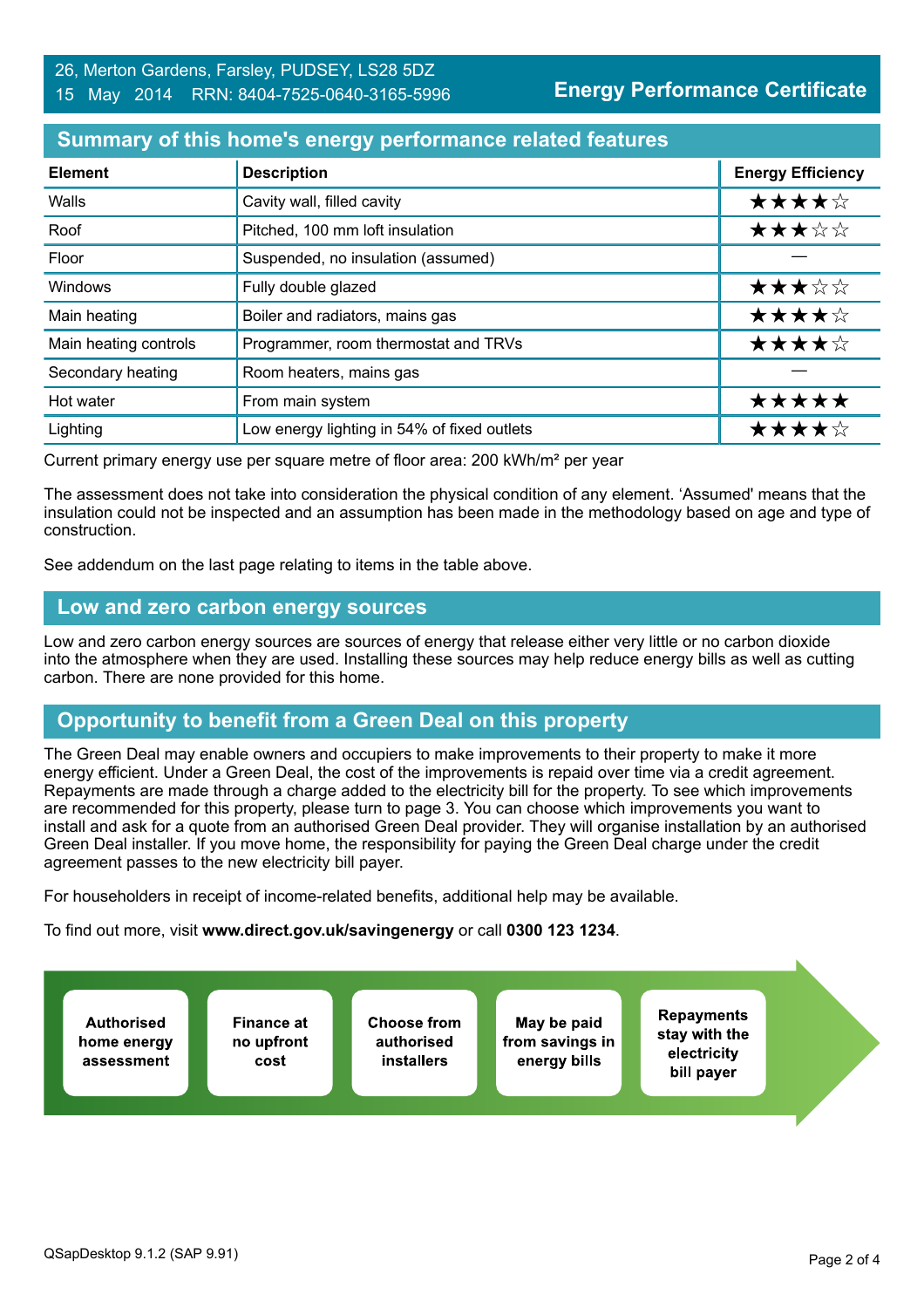26, Merton Gardens, Farsley, PUDSEY, LS28 5DZ
15 May 2014 RRN: 8404-7525-0640-3165-5996

**Energy Performance Certificate**

## Summary of this home's energy performance related features

| Element | Description | Energy Efficiency |
|---|---|---|
| Walls | Cavity wall, filled cavity | ★★★★☆ |
| Roof | Pitched, 100 mm loft insulation | ★★★☆☆ |
| Floor | Suspended, no insulation (assumed) | — |
| Windows | Fully double glazed | ★★★☆☆ |
| Main heating | Boiler and radiators, mains gas | ★★★★☆ |
| Main heating controls | Programmer, room thermostat and TRVs | ★★★★☆ |
| Secondary heating | Room heaters, mains gas | — |
| Hot water | From main system | ★★★★★ |
| Lighting | Low energy lighting in 54% of fixed outlets | ★★★★☆ |

Current primary energy use per square metre of floor area: 200 kWh/m² per year

The assessment does not take into consideration the physical condition of any element. 'Assumed' means that the insulation could not be inspected and an assumption has been made in the methodology based on age and type of construction.

See addendum on the last page relating to items in the table above.

## Low and zero carbon energy sources

Low and zero carbon energy sources are sources of energy that release either very little or no carbon dioxide into the atmosphere when they are used. Installing these sources may help reduce energy bills as well as cutting carbon. There are none provided for this home.

## Opportunity to benefit from a Green Deal on this property

The Green Deal may enable owners and occupiers to make improvements to their property to make it more energy efficient. Under a Green Deal, the cost of the improvements is repaid over time via a credit agreement. Repayments are made through a charge added to the electricity bill for the property. To see which improvements are recommended for this property, please turn to page 3. You can choose which improvements you want to install and ask for a quote from an authorised Green Deal provider. They will organise installation by an authorised Green Deal installer. If you move home, the responsibility for paying the Green Deal charge under the credit agreement passes to the new electricity bill payer.

For householders in receipt of income-related benefits, additional help may be available.

To find out more, visit **www.direct.gov.uk/savingenergy** or call **0300 123 1234**.

- **Authorised home energy assessment**
- **Finance at no upfront cost**
- **Choose from authorised installers**
- **May be paid from savings in energy bills**
- **Repayments stay with the electricity bill payer**

QSapDesktop 9.1.2 (SAP 9.91)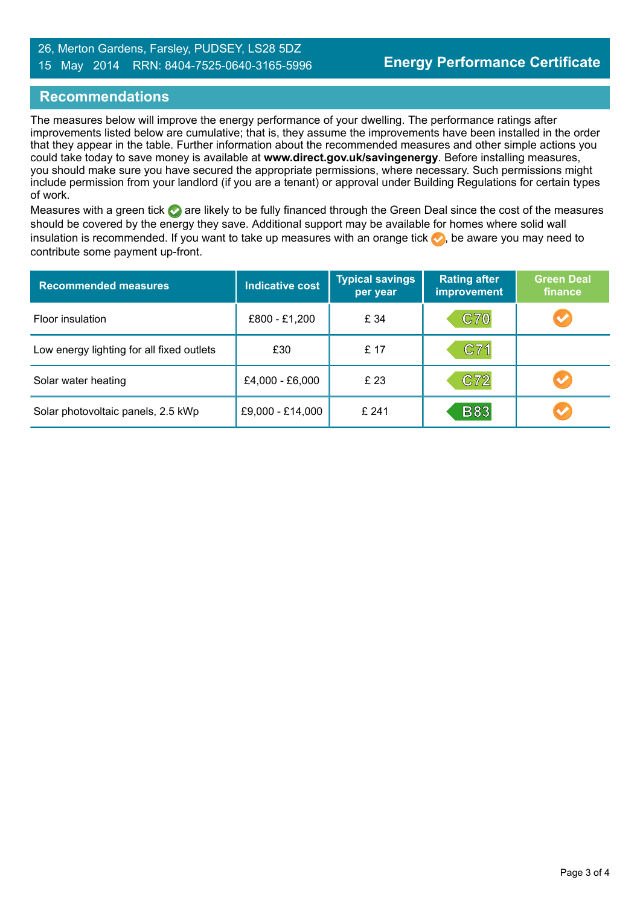26, Merton Gardens, Farsley, PUDSEY, LS28 5DZ
15 May 2014 RRN: 8404-7525-0640-3165-5996

**Energy Performance Certificate**

## Recommendations

The measures below will improve the energy performance of your dwelling. The performance ratings after improvements listed below are cumulative; that is, they assume the improvements have been installed in the order that they appear in the table. Further information about the recommended measures and other simple actions you could take today to save money is available at **www.direct.gov.uk/savingenergy**. Before installing measures, you should make sure you have secured the appropriate permissions, where necessary. Such permissions might include permission from your landlord (if you are a tenant) or approval under Building Regulations for certain types of work.

Measures with a green tick ✔ are likely to be fully financed through the Green Deal since the cost of the measures should be covered by the energy they save. Additional support may be available for homes where solid wall insulation is recommended. If you want to take up measures with an orange tick ✔, be aware you may need to contribute some payment up-front.

| Recommended measures | Indicative cost | Typical savings per year | Rating after improvement | Green Deal finance |
|---|---|---|---|---|
| Floor insulation | £800 - £1,200 | £ 34 | C70 | ✔ (orange) |
| Low energy lighting for all fixed outlets | £30 | £ 17 | C71 | |
| Solar water heating | £4,000 - £6,000 | £ 23 | C72 | ✔ (orange) |
| Solar photovoltaic panels, 2.5 kWp | £9,000 - £14,000 | £ 241 | B83 | ✔ (orange) |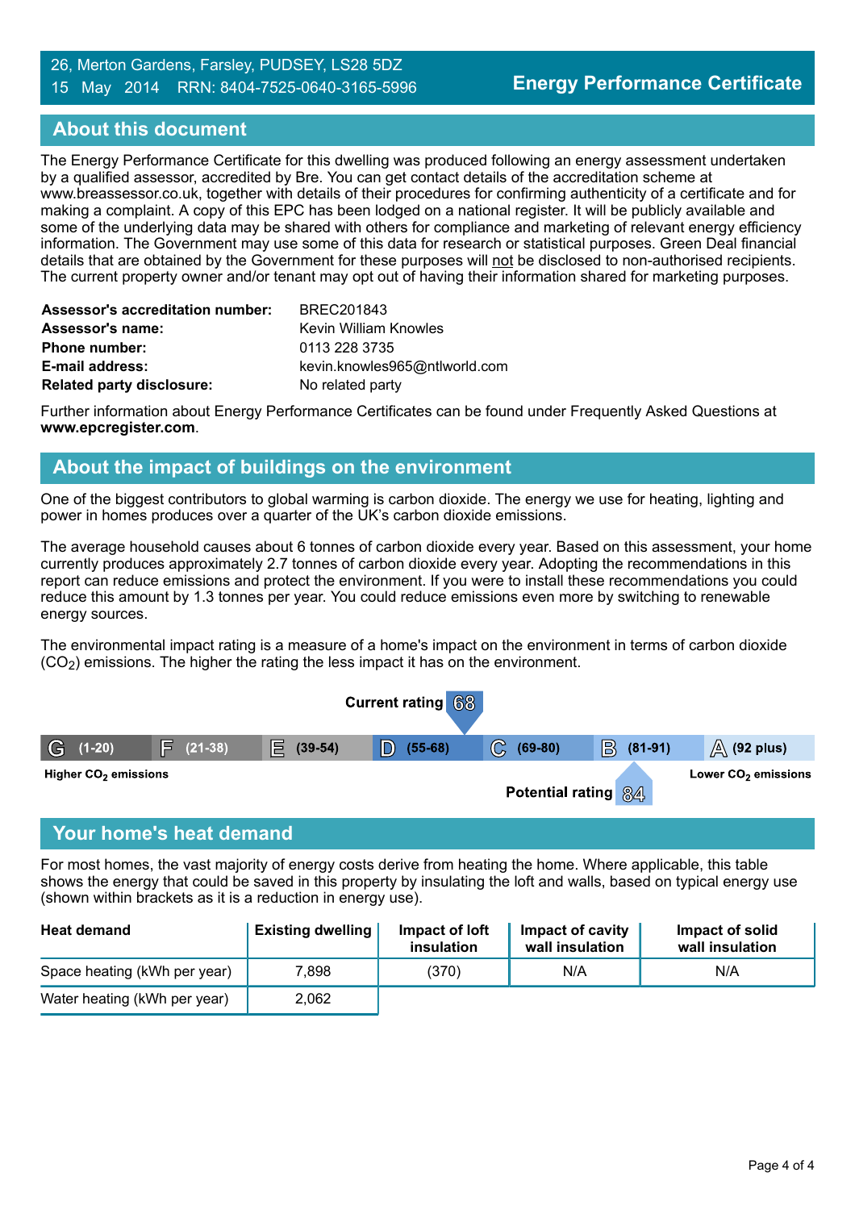26, Merton Gardens, Farsley, PUDSEY, LS28 5DZ
15 May 2014 RRN: 8404-7525-0640-3165-5996

**Energy Performance Certificate**

## About this document

The Energy Performance Certificate for this dwelling was produced following an energy assessment undertaken by a qualified assessor, accredited by Bre. You can get contact details of the accreditation scheme at www.breassessor.co.uk, together with details of their procedures for confirming authenticity of a certificate and for making a complaint. A copy of this EPC has been lodged on a national register. It will be publicly available and some of the underlying data may be shared with others for compliance and marketing of relevant energy efficiency information. The Government may use some of this data for research or statistical purposes. Green Deal financial details that are obtained by the Government for these purposes will not be disclosed to non-authorised recipients. The current property owner and/or tenant may opt out of having their information shared for marketing purposes.

| | |
|---|---|
| **Assessor's accreditation number:** | BREC201843 |
| **Assessor's name:** | Kevin William Knowles |
| **Phone number:** | 0113 228 3735 |
| **E-mail address:** | kevin.knowles965@ntlworld.com |
| **Related party disclosure:** | No related party |

Further information about Energy Performance Certificates can be found under Frequently Asked Questions at **www.epcregister.com**.

## About the impact of buildings on the environment

One of the biggest contributors to global warming is carbon dioxide. The energy we use for heating, lighting and power in homes produces over a quarter of the UK's carbon dioxide emissions.

The average household causes about 6 tonnes of carbon dioxide every year. Based on this assessment, your home currently produces approximately 2.7 tonnes of carbon dioxide every year. Adopting the recommendations in this report can reduce emissions and protect the environment. If you were to install these recommendations you could reduce this amount by 1.3 tonnes per year. You could reduce emissions even more by switching to renewable energy sources.

The environmental impact rating is a measure of a home's impact on the environment in terms of carbon dioxide ($CO_2$) emissions. The higher the rating the less impact it has on the environment.

Current rating 68

G (1-20)
F (21-38)
E (39-54)
D (55-68)
C (69-80)
B (81-91)
A (92 plus)

Higher $CO_2$ emissions
Lower $CO_2$ emissions

Potential rating 84

## Your home's heat demand

For most homes, the vast majority of energy costs derive from heating the home. Where applicable, this table shows the energy that could be saved in this property by insulating the loft and walls, based on typical energy use (shown within brackets as it is a reduction in energy use).

| Heat demand | Existing dwelling | Impact of loft insulation | Impact of cavity wall insulation | Impact of solid wall insulation |
|---|---|---|---|---|
| Space heating (kWh per year) | 7,898 | (370) | N/A | N/A |
| Water heating (kWh per year) | 2,062 | | | |